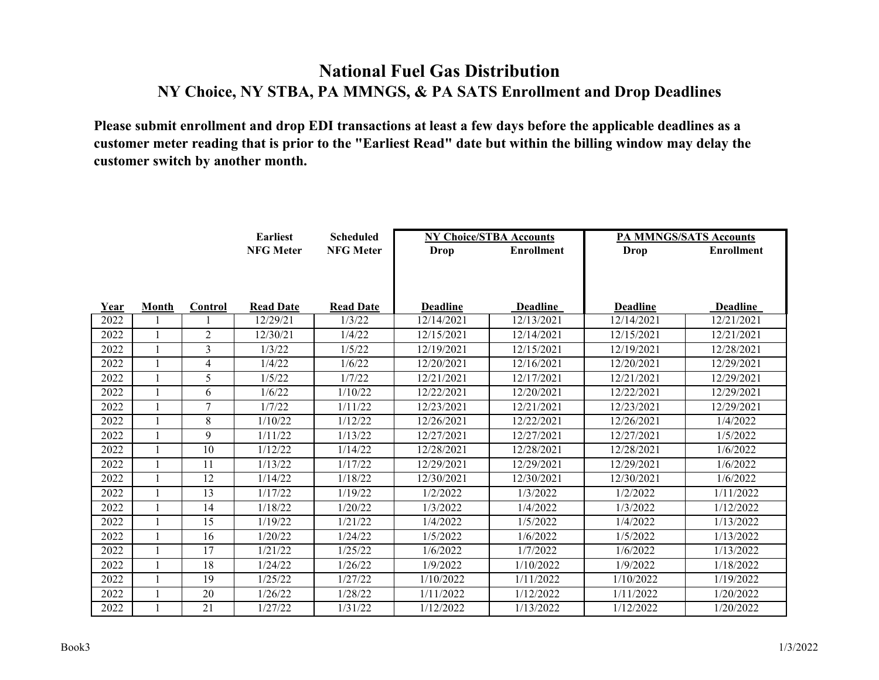# National Fuel Gas Distribution

## NY Choice, NY STBA, PA MMNGS, & PA SATS Enrollment and Drop Deadlines

**Please submit enrollment and drop EDI transactions at least a few days before the applicable deadlines as a customer meter reading that is prior to the "Earliest Read" date but within the billing window may delay the customer switch by another month.**

| | | | Earliest NFG Meter | Scheduled NFG Meter | NY Choice/STBA Accounts | | PA MMNGS/SATS Accounts | |
|---|---|---|---|---|---|---|---|---|
| | | | | | Drop | Enrollment | Drop | Enrollment |
| Year | Month | Control | Read Date | Read Date | Deadline | Deadline | Deadline | Deadline |
| 2022 | 1 | 1 | 12/29/21 | 1/3/22 | 12/14/2021 | 12/13/2021 | 12/14/2021 | 12/21/2021 |
| 2022 | 1 | 2 | 12/30/21 | 1/4/22 | 12/15/2021 | 12/14/2021 | 12/15/2021 | 12/21/2021 |
| 2022 | 1 | 3 | 1/3/22 | 1/5/22 | 12/19/2021 | 12/15/2021 | 12/19/2021 | 12/28/2021 |
| 2022 | 1 | 4 | 1/4/22 | 1/6/22 | 12/20/2021 | 12/16/2021 | 12/20/2021 | 12/29/2021 |
| 2022 | 1 | 5 | 1/5/22 | 1/7/22 | 12/21/2021 | 12/17/2021 | 12/21/2021 | 12/29/2021 |
| 2022 | 1 | 6 | 1/6/22 | 1/10/22 | 12/22/2021 | 12/20/2021 | 12/22/2021 | 12/29/2021 |
| 2022 | 1 | 7 | 1/7/22 | 1/11/22 | 12/23/2021 | 12/21/2021 | 12/23/2021 | 12/29/2021 |
| 2022 | 1 | 8 | 1/10/22 | 1/12/22 | 12/26/2021 | 12/22/2021 | 12/26/2021 | 1/4/2022 |
| 2022 | 1 | 9 | 1/11/22 | 1/13/22 | 12/27/2021 | 12/27/2021 | 12/27/2021 | 1/5/2022 |
| 2022 | 1 | 10 | 1/12/22 | 1/14/22 | 12/28/2021 | 12/28/2021 | 12/28/2021 | 1/6/2022 |
| 2022 | 1 | 11 | 1/13/22 | 1/17/22 | 12/29/2021 | 12/29/2021 | 12/29/2021 | 1/6/2022 |
| 2022 | 1 | 12 | 1/14/22 | 1/18/22 | 12/30/2021 | 12/30/2021 | 12/30/2021 | 1/6/2022 |
| 2022 | 1 | 13 | 1/17/22 | 1/19/22 | 1/2/2022 | 1/3/2022 | 1/2/2022 | 1/11/2022 |
| 2022 | 1 | 14 | 1/18/22 | 1/20/22 | 1/3/2022 | 1/4/2022 | 1/3/2022 | 1/12/2022 |
| 2022 | 1 | 15 | 1/19/22 | 1/21/22 | 1/4/2022 | 1/5/2022 | 1/4/2022 | 1/13/2022 |
| 2022 | 1 | 16 | 1/20/22 | 1/24/22 | 1/5/2022 | 1/6/2022 | 1/5/2022 | 1/13/2022 |
| 2022 | 1 | 17 | 1/21/22 | 1/25/22 | 1/6/2022 | 1/7/2022 | 1/6/2022 | 1/13/2022 |
| 2022 | 1 | 18 | 1/24/22 | 1/26/22 | 1/9/2022 | 1/10/2022 | 1/9/2022 | 1/18/2022 |
| 2022 | 1 | 19 | 1/25/22 | 1/27/22 | 1/10/2022 | 1/11/2022 | 1/10/2022 | 1/19/2022 |
| 2022 | 1 | 20 | 1/26/22 | 1/28/22 | 1/11/2022 | 1/12/2022 | 1/11/2022 | 1/20/2022 |
| 2022 | 1 | 21 | 1/27/22 | 1/31/22 | 1/12/2022 | 1/13/2022 | 1/12/2022 | 1/20/2022 |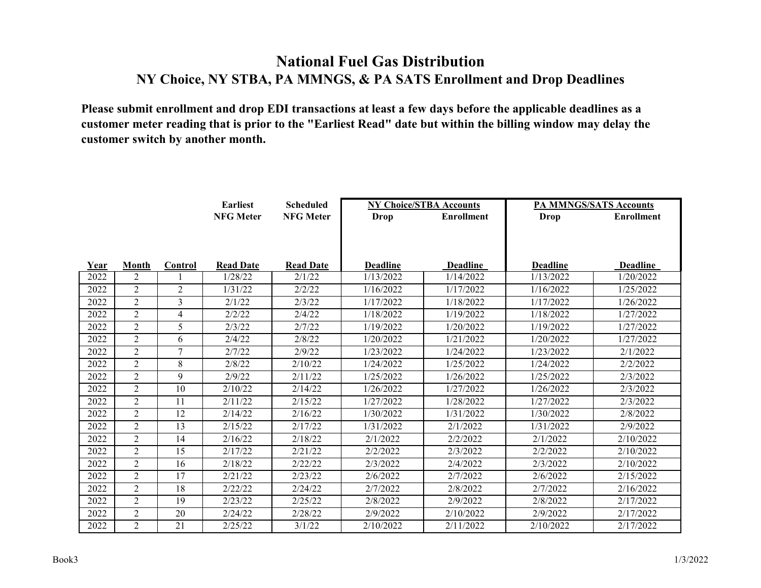# National Fuel Gas Distribution

## NY Choice, NY STBA, PA MMNGS, & PA SATS Enrollment and Drop Deadlines

**Please submit enrollment and drop EDI transactions at least a few days before the applicable deadlines as a customer meter reading that is prior to the "Earliest Read" date but within the billing window may delay the customer switch by another month.**

| | | | Earliest NFG Meter | Scheduled NFG Meter | NY Choice/STBA Accounts | | PA MMNGS/SATS Accounts | |
|---|---|---|---|---|---|---|---|---|
| | | | | | Drop | Enrollment | Drop | Enrollment |
| Year | Month | Control | Read Date | Read Date | Deadline | Deadline | Deadline | Deadline |
| 2022 | 2 | 1 | 1/28/22 | 2/1/22 | 1/13/2022 | 1/14/2022 | 1/13/2022 | 1/20/2022 |
| 2022 | 2 | 2 | 1/31/22 | 2/2/22 | 1/16/2022 | 1/17/2022 | 1/16/2022 | 1/25/2022 |
| 2022 | 2 | 3 | 2/1/22 | 2/3/22 | 1/17/2022 | 1/18/2022 | 1/17/2022 | 1/26/2022 |
| 2022 | 2 | 4 | 2/2/22 | 2/4/22 | 1/18/2022 | 1/19/2022 | 1/18/2022 | 1/27/2022 |
| 2022 | 2 | 5 | 2/3/22 | 2/7/22 | 1/19/2022 | 1/20/2022 | 1/19/2022 | 1/27/2022 |
| 2022 | 2 | 6 | 2/4/22 | 2/8/22 | 1/20/2022 | 1/21/2022 | 1/20/2022 | 1/27/2022 |
| 2022 | 2 | 7 | 2/7/22 | 2/9/22 | 1/23/2022 | 1/24/2022 | 1/23/2022 | 2/1/2022 |
| 2022 | 2 | 8 | 2/8/22 | 2/10/22 | 1/24/2022 | 1/25/2022 | 1/24/2022 | 2/2/2022 |
| 2022 | 2 | 9 | 2/9/22 | 2/11/22 | 1/25/2022 | 1/26/2022 | 1/25/2022 | 2/3/2022 |
| 2022 | 2 | 10 | 2/10/22 | 2/14/22 | 1/26/2022 | 1/27/2022 | 1/26/2022 | 2/3/2022 |
| 2022 | 2 | 11 | 2/11/22 | 2/15/22 | 1/27/2022 | 1/28/2022 | 1/27/2022 | 2/3/2022 |
| 2022 | 2 | 12 | 2/14/22 | 2/16/22 | 1/30/2022 | 1/31/2022 | 1/30/2022 | 2/8/2022 |
| 2022 | 2 | 13 | 2/15/22 | 2/17/22 | 1/31/2022 | 2/1/2022 | 1/31/2022 | 2/9/2022 |
| 2022 | 2 | 14 | 2/16/22 | 2/18/22 | 2/1/2022 | 2/2/2022 | 2/1/2022 | 2/10/2022 |
| 2022 | 2 | 15 | 2/17/22 | 2/21/22 | 2/2/2022 | 2/3/2022 | 2/2/2022 | 2/10/2022 |
| 2022 | 2 | 16 | 2/18/22 | 2/22/22 | 2/3/2022 | 2/4/2022 | 2/3/2022 | 2/10/2022 |
| 2022 | 2 | 17 | 2/21/22 | 2/23/22 | 2/6/2022 | 2/7/2022 | 2/6/2022 | 2/15/2022 |
| 2022 | 2 | 18 | 2/22/22 | 2/24/22 | 2/7/2022 | 2/8/2022 | 2/7/2022 | 2/16/2022 |
| 2022 | 2 | 19 | 2/23/22 | 2/25/22 | 2/8/2022 | 2/9/2022 | 2/8/2022 | 2/17/2022 |
| 2022 | 2 | 20 | 2/24/22 | 2/28/22 | 2/9/2022 | 2/10/2022 | 2/9/2022 | 2/17/2022 |
| 2022 | 2 | 21 | 2/25/22 | 3/1/22 | 2/10/2022 | 2/11/2022 | 2/10/2022 | 2/17/2022 |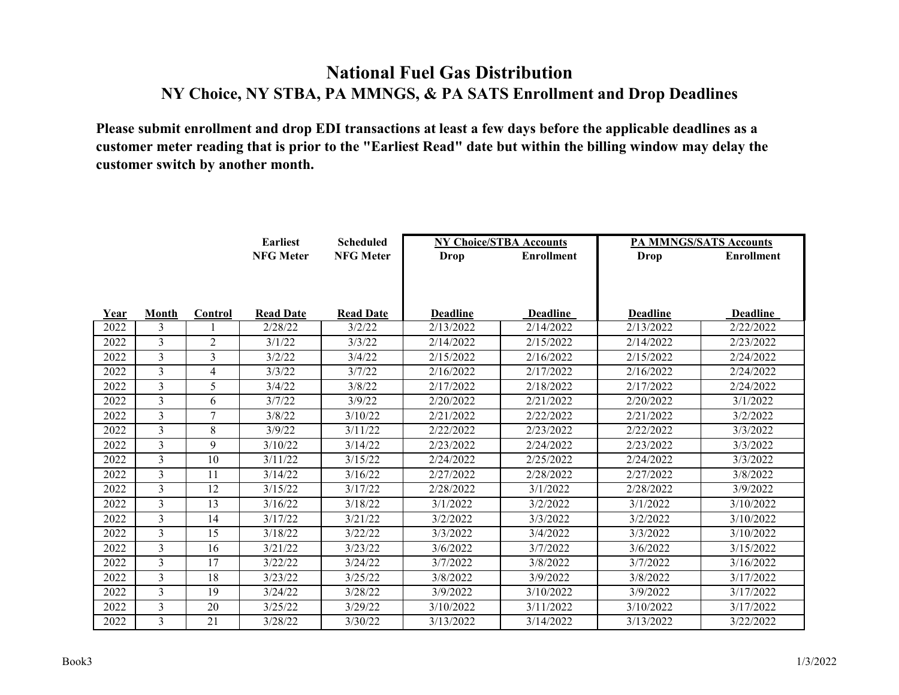# National Fuel Gas Distribution

## NY Choice, NY STBA, PA MMNGS, & PA SATS Enrollment and Drop Deadlines

**Please submit enrollment and drop EDI transactions at least a few days before the applicable deadlines as a customer meter reading that is prior to the "Earliest Read" date but within the billing window may delay the customer switch by another month.**

| | | | Earliest NFG Meter | Scheduled NFG Meter | NY Choice/STBA Accounts | | PA MMNGS/SATS Accounts | |
|---|---|---|---|---|---|---|---|---|
| | | | | | Drop | Enrollment | Drop | Enrollment |
| Year | Month | Control | Read Date | Read Date | Deadline | Deadline | Deadline | Deadline |
| 2022 | 3 | 1 | 2/28/22 | 3/2/22 | 2/13/2022 | 2/14/2022 | 2/13/2022 | 2/22/2022 |
| 2022 | 3 | 2 | 3/1/22 | 3/3/22 | 2/14/2022 | 2/15/2022 | 2/14/2022 | 2/23/2022 |
| 2022 | 3 | 3 | 3/2/22 | 3/4/22 | 2/15/2022 | 2/16/2022 | 2/15/2022 | 2/24/2022 |
| 2022 | 3 | 4 | 3/3/22 | 3/7/22 | 2/16/2022 | 2/17/2022 | 2/16/2022 | 2/24/2022 |
| 2022 | 3 | 5 | 3/4/22 | 3/8/22 | 2/17/2022 | 2/18/2022 | 2/17/2022 | 2/24/2022 |
| 2022 | 3 | 6 | 3/7/22 | 3/9/22 | 2/20/2022 | 2/21/2022 | 2/20/2022 | 3/1/2022 |
| 2022 | 3 | 7 | 3/8/22 | 3/10/22 | 2/21/2022 | 2/22/2022 | 2/21/2022 | 3/2/2022 |
| 2022 | 3 | 8 | 3/9/22 | 3/11/22 | 2/22/2022 | 2/23/2022 | 2/22/2022 | 3/3/2022 |
| 2022 | 3 | 9 | 3/10/22 | 3/14/22 | 2/23/2022 | 2/24/2022 | 2/23/2022 | 3/3/2022 |
| 2022 | 3 | 10 | 3/11/22 | 3/15/22 | 2/24/2022 | 2/25/2022 | 2/24/2022 | 3/3/2022 |
| 2022 | 3 | 11 | 3/14/22 | 3/16/22 | 2/27/2022 | 2/28/2022 | 2/27/2022 | 3/8/2022 |
| 2022 | 3 | 12 | 3/15/22 | 3/17/22 | 2/28/2022 | 3/1/2022 | 2/28/2022 | 3/9/2022 |
| 2022 | 3 | 13 | 3/16/22 | 3/18/22 | 3/1/2022 | 3/2/2022 | 3/1/2022 | 3/10/2022 |
| 2022 | 3 | 14 | 3/17/22 | 3/21/22 | 3/2/2022 | 3/3/2022 | 3/2/2022 | 3/10/2022 |
| 2022 | 3 | 15 | 3/18/22 | 3/22/22 | 3/3/2022 | 3/4/2022 | 3/3/2022 | 3/10/2022 |
| 2022 | 3 | 16 | 3/21/22 | 3/23/22 | 3/6/2022 | 3/7/2022 | 3/6/2022 | 3/15/2022 |
| 2022 | 3 | 17 | 3/22/22 | 3/24/22 | 3/7/2022 | 3/8/2022 | 3/7/2022 | 3/16/2022 |
| 2022 | 3 | 18 | 3/23/22 | 3/25/22 | 3/8/2022 | 3/9/2022 | 3/8/2022 | 3/17/2022 |
| 2022 | 3 | 19 | 3/24/22 | 3/28/22 | 3/9/2022 | 3/10/2022 | 3/9/2022 | 3/17/2022 |
| 2022 | 3 | 20 | 3/25/22 | 3/29/22 | 3/10/2022 | 3/11/2022 | 3/10/2022 | 3/17/2022 |
| 2022 | 3 | 21 | 3/28/22 | 3/30/22 | 3/13/2022 | 3/14/2022 | 3/13/2022 | 3/22/2022 |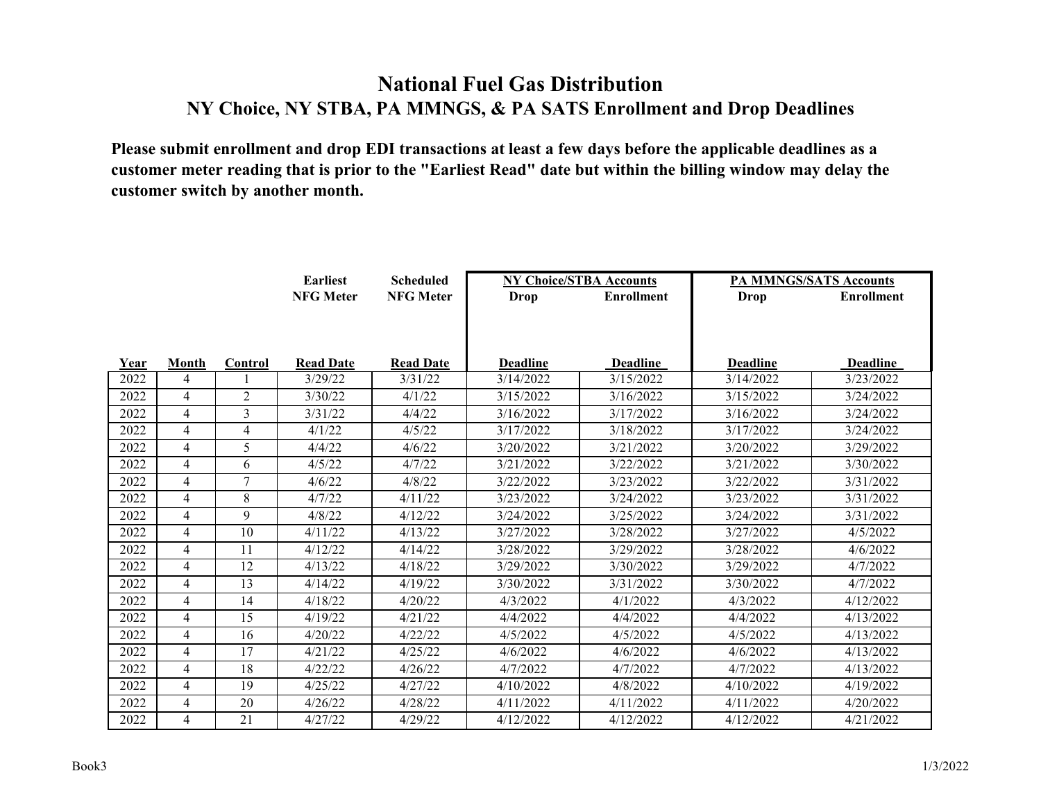# National Fuel Gas Distribution

## NY Choice, NY STBA, PA MMNGS, & PA SATS Enrollment and Drop Deadlines

**Please submit enrollment and drop EDI transactions at least a few days before the applicable deadlines as a customer meter reading that is prior to the "Earliest Read" date but within the billing window may delay the customer switch by another month.**

| | | | Earliest NFG Meter | Scheduled NFG Meter | NY Choice/STBA Accounts | | PA MMNGS/SATS Accounts | |
|---|---|---|---|---|---|---|---|---|
| | | | | | Drop | Enrollment | Drop | Enrollment |
| Year | Month | Control | Read Date | Read Date | Deadline | Deadline | Deadline | Deadline |
| 2022 | 4 | 1 | 3/29/22 | 3/31/22 | 3/14/2022 | 3/15/2022 | 3/14/2022 | 3/23/2022 |
| 2022 | 4 | 2 | 3/30/22 | 4/1/22 | 3/15/2022 | 3/16/2022 | 3/15/2022 | 3/24/2022 |
| 2022 | 4 | 3 | 3/31/22 | 4/4/22 | 3/16/2022 | 3/17/2022 | 3/16/2022 | 3/24/2022 |
| 2022 | 4 | 4 | 4/1/22 | 4/5/22 | 3/17/2022 | 3/18/2022 | 3/17/2022 | 3/24/2022 |
| 2022 | 4 | 5 | 4/4/22 | 4/6/22 | 3/20/2022 | 3/21/2022 | 3/20/2022 | 3/29/2022 |
| 2022 | 4 | 6 | 4/5/22 | 4/7/22 | 3/21/2022 | 3/22/2022 | 3/21/2022 | 3/30/2022 |
| 2022 | 4 | 7 | 4/6/22 | 4/8/22 | 3/22/2022 | 3/23/2022 | 3/22/2022 | 3/31/2022 |
| 2022 | 4 | 8 | 4/7/22 | 4/11/22 | 3/23/2022 | 3/24/2022 | 3/23/2022 | 3/31/2022 |
| 2022 | 4 | 9 | 4/8/22 | 4/12/22 | 3/24/2022 | 3/25/2022 | 3/24/2022 | 3/31/2022 |
| 2022 | 4 | 10 | 4/11/22 | 4/13/22 | 3/27/2022 | 3/28/2022 | 3/27/2022 | 4/5/2022 |
| 2022 | 4 | 11 | 4/12/22 | 4/14/22 | 3/28/2022 | 3/29/2022 | 3/28/2022 | 4/6/2022 |
| 2022 | 4 | 12 | 4/13/22 | 4/18/22 | 3/29/2022 | 3/30/2022 | 3/29/2022 | 4/7/2022 |
| 2022 | 4 | 13 | 4/14/22 | 4/19/22 | 3/30/2022 | 3/31/2022 | 3/30/2022 | 4/7/2022 |
| 2022 | 4 | 14 | 4/18/22 | 4/20/22 | 4/3/2022 | 4/1/2022 | 4/3/2022 | 4/12/2022 |
| 2022 | 4 | 15 | 4/19/22 | 4/21/22 | 4/4/2022 | 4/4/2022 | 4/4/2022 | 4/13/2022 |
| 2022 | 4 | 16 | 4/20/22 | 4/22/22 | 4/5/2022 | 4/5/2022 | 4/5/2022 | 4/13/2022 |
| 2022 | 4 | 17 | 4/21/22 | 4/25/22 | 4/6/2022 | 4/6/2022 | 4/6/2022 | 4/13/2022 |
| 2022 | 4 | 18 | 4/22/22 | 4/26/22 | 4/7/2022 | 4/7/2022 | 4/7/2022 | 4/13/2022 |
| 2022 | 4 | 19 | 4/25/22 | 4/27/22 | 4/10/2022 | 4/8/2022 | 4/10/2022 | 4/19/2022 |
| 2022 | 4 | 20 | 4/26/22 | 4/28/22 | 4/11/2022 | 4/11/2022 | 4/11/2022 | 4/20/2022 |
| 2022 | 4 | 21 | 4/27/22 | 4/29/22 | 4/12/2022 | 4/12/2022 | 4/12/2022 | 4/21/2022 |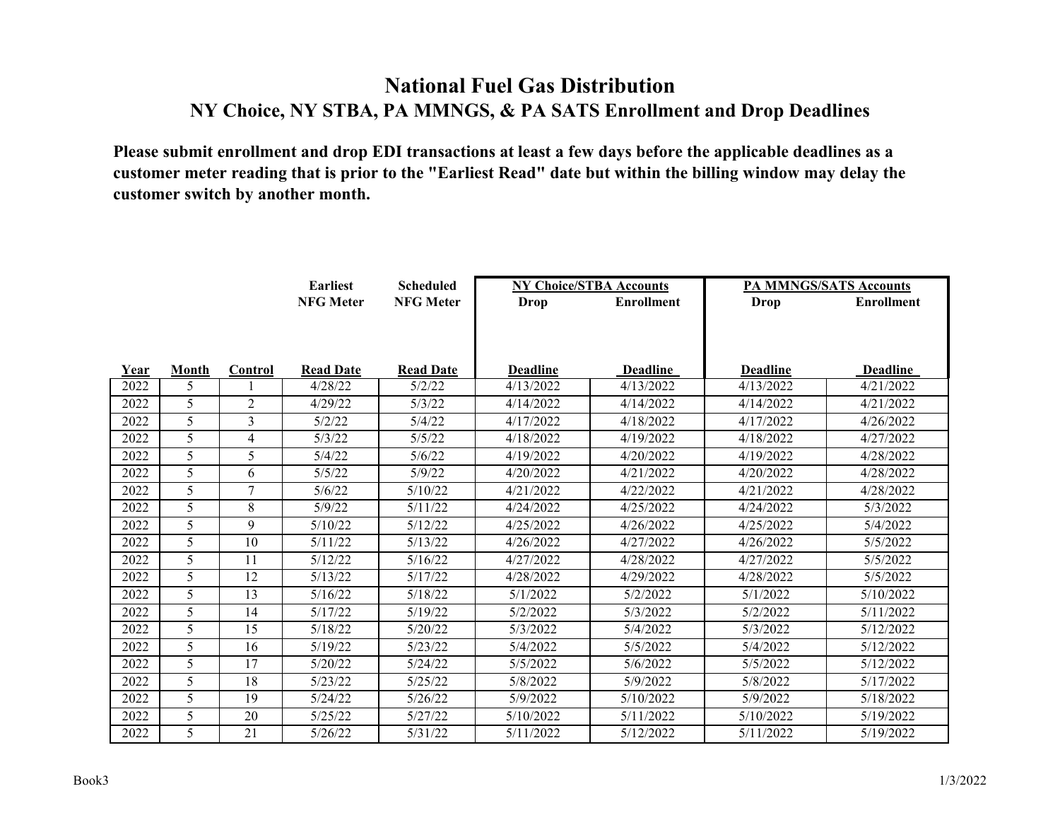# National Fuel Gas Distribution

## NY Choice, NY STBA, PA MMNGS, & PA SATS Enrollment and Drop Deadlines

**Please submit enrollment and drop EDI transactions at least a few days before the applicable deadlines as a customer meter reading that is prior to the "Earliest Read" date but within the billing window may delay the customer switch by another month.**

| | | | Earliest NFG Meter | Scheduled NFG Meter | NY Choice/STBA Accounts | | PA MMNGS/SATS Accounts | |
|---|---|---|---|---|---|---|---|---|
| | | | | | Drop | Enrollment | Drop | Enrollment |
| Year | Month | Control | Read Date | Read Date | Deadline | Deadline | Deadline | Deadline |
| 2022 | 5 | 1 | 4/28/22 | 5/2/22 | 4/13/2022 | 4/13/2022 | 4/13/2022 | 4/21/2022 |
| 2022 | 5 | 2 | 4/29/22 | 5/3/22 | 4/14/2022 | 4/14/2022 | 4/14/2022 | 4/21/2022 |
| 2022 | 5 | 3 | 5/2/22 | 5/4/22 | 4/17/2022 | 4/18/2022 | 4/17/2022 | 4/26/2022 |
| 2022 | 5 | 4 | 5/3/22 | 5/5/22 | 4/18/2022 | 4/19/2022 | 4/18/2022 | 4/27/2022 |
| 2022 | 5 | 5 | 5/4/22 | 5/6/22 | 4/19/2022 | 4/20/2022 | 4/19/2022 | 4/28/2022 |
| 2022 | 5 | 6 | 5/5/22 | 5/9/22 | 4/20/2022 | 4/21/2022 | 4/20/2022 | 4/28/2022 |
| 2022 | 5 | 7 | 5/6/22 | 5/10/22 | 4/21/2022 | 4/22/2022 | 4/21/2022 | 4/28/2022 |
| 2022 | 5 | 8 | 5/9/22 | 5/11/22 | 4/24/2022 | 4/25/2022 | 4/24/2022 | 5/3/2022 |
| 2022 | 5 | 9 | 5/10/22 | 5/12/22 | 4/25/2022 | 4/26/2022 | 4/25/2022 | 5/4/2022 |
| 2022 | 5 | 10 | 5/11/22 | 5/13/22 | 4/26/2022 | 4/27/2022 | 4/26/2022 | 5/5/2022 |
| 2022 | 5 | 11 | 5/12/22 | 5/16/22 | 4/27/2022 | 4/28/2022 | 4/27/2022 | 5/5/2022 |
| 2022 | 5 | 12 | 5/13/22 | 5/17/22 | 4/28/2022 | 4/29/2022 | 4/28/2022 | 5/5/2022 |
| 2022 | 5 | 13 | 5/16/22 | 5/18/22 | 5/1/2022 | 5/2/2022 | 5/1/2022 | 5/10/2022 |
| 2022 | 5 | 14 | 5/17/22 | 5/19/22 | 5/2/2022 | 5/3/2022 | 5/2/2022 | 5/11/2022 |
| 2022 | 5 | 15 | 5/18/22 | 5/20/22 | 5/3/2022 | 5/4/2022 | 5/3/2022 | 5/12/2022 |
| 2022 | 5 | 16 | 5/19/22 | 5/23/22 | 5/4/2022 | 5/5/2022 | 5/4/2022 | 5/12/2022 |
| 2022 | 5 | 17 | 5/20/22 | 5/24/22 | 5/5/2022 | 5/6/2022 | 5/5/2022 | 5/12/2022 |
| 2022 | 5 | 18 | 5/23/22 | 5/25/22 | 5/8/2022 | 5/9/2022 | 5/8/2022 | 5/17/2022 |
| 2022 | 5 | 19 | 5/24/22 | 5/26/22 | 5/9/2022 | 5/10/2022 | 5/9/2022 | 5/18/2022 |
| 2022 | 5 | 20 | 5/25/22 | 5/27/22 | 5/10/2022 | 5/11/2022 | 5/10/2022 | 5/19/2022 |
| 2022 | 5 | 21 | 5/26/22 | 5/31/22 | 5/11/2022 | 5/12/2022 | 5/11/2022 | 5/19/2022 |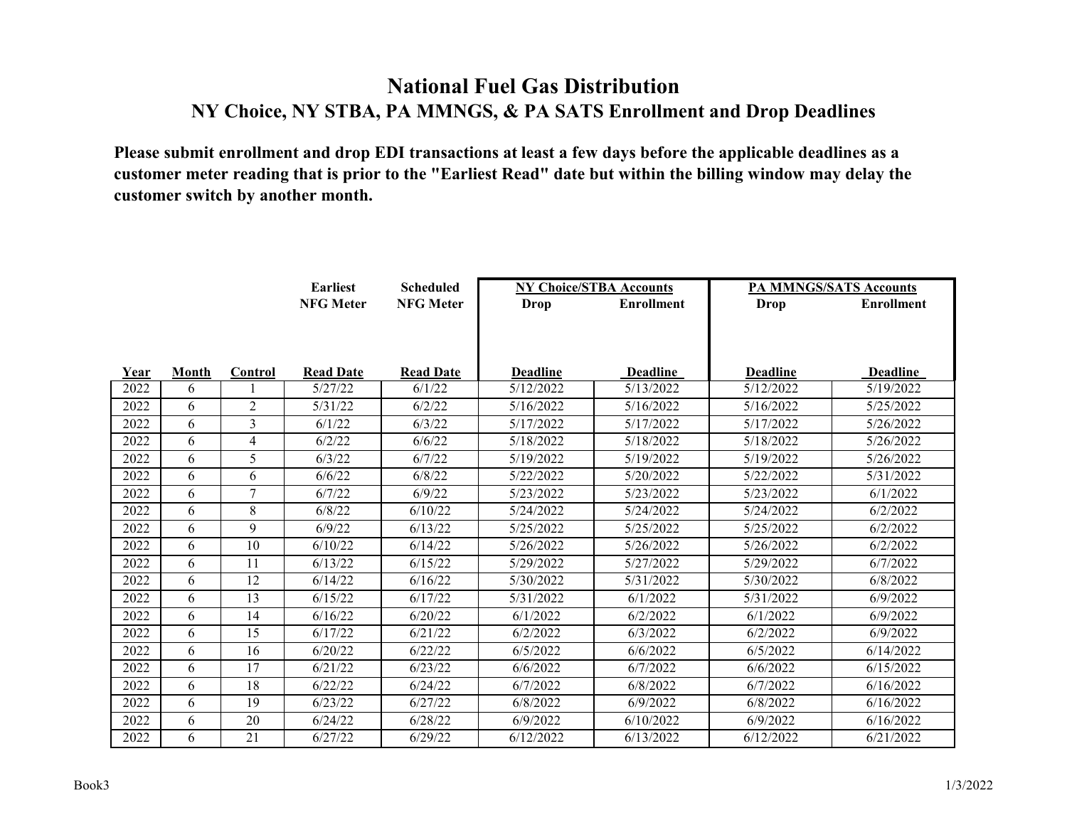# National Fuel Gas Distribution

## NY Choice, NY STBA, PA MMNGS, & PA SATS Enrollment and Drop Deadlines

**Please submit enrollment and drop EDI transactions at least a few days before the applicable deadlines as a customer meter reading that is prior to the "Earliest Read" date but within the billing window may delay the customer switch by another month.**

| | | | Earliest NFG Meter | Scheduled NFG Meter | NY Choice/STBA Accounts | | PA MMNGS/SATS Accounts | |
|---|---|---|---|---|---|---|---|---|
| | | | | | Drop | Enrollment | Drop | Enrollment |
| Year | Month | Control | Read Date | Read Date | Deadline | Deadline | Deadline | Deadline |
| 2022 | 6 | 1 | 5/27/22 | 6/1/22 | 5/12/2022 | 5/13/2022 | 5/12/2022 | 5/19/2022 |
| 2022 | 6 | 2 | 5/31/22 | 6/2/22 | 5/16/2022 | 5/16/2022 | 5/16/2022 | 5/25/2022 |
| 2022 | 6 | 3 | 6/1/22 | 6/3/22 | 5/17/2022 | 5/17/2022 | 5/17/2022 | 5/26/2022 |
| 2022 | 6 | 4 | 6/2/22 | 6/6/22 | 5/18/2022 | 5/18/2022 | 5/18/2022 | 5/26/2022 |
| 2022 | 6 | 5 | 6/3/22 | 6/7/22 | 5/19/2022 | 5/19/2022 | 5/19/2022 | 5/26/2022 |
| 2022 | 6 | 6 | 6/6/22 | 6/8/22 | 5/22/2022 | 5/20/2022 | 5/22/2022 | 5/31/2022 |
| 2022 | 6 | 7 | 6/7/22 | 6/9/22 | 5/23/2022 | 5/23/2022 | 5/23/2022 | 6/1/2022 |
| 2022 | 6 | 8 | 6/8/22 | 6/10/22 | 5/24/2022 | 5/24/2022 | 5/24/2022 | 6/2/2022 |
| 2022 | 6 | 9 | 6/9/22 | 6/13/22 | 5/25/2022 | 5/25/2022 | 5/25/2022 | 6/2/2022 |
| 2022 | 6 | 10 | 6/10/22 | 6/14/22 | 5/26/2022 | 5/26/2022 | 5/26/2022 | 6/2/2022 |
| 2022 | 6 | 11 | 6/13/22 | 6/15/22 | 5/29/2022 | 5/27/2022 | 5/29/2022 | 6/7/2022 |
| 2022 | 6 | 12 | 6/14/22 | 6/16/22 | 5/30/2022 | 5/31/2022 | 5/30/2022 | 6/8/2022 |
| 2022 | 6 | 13 | 6/15/22 | 6/17/22 | 5/31/2022 | 6/1/2022 | 5/31/2022 | 6/9/2022 |
| 2022 | 6 | 14 | 6/16/22 | 6/20/22 | 6/1/2022 | 6/2/2022 | 6/1/2022 | 6/9/2022 |
| 2022 | 6 | 15 | 6/17/22 | 6/21/22 | 6/2/2022 | 6/3/2022 | 6/2/2022 | 6/9/2022 |
| 2022 | 6 | 16 | 6/20/22 | 6/22/22 | 6/5/2022 | 6/6/2022 | 6/5/2022 | 6/14/2022 |
| 2022 | 6 | 17 | 6/21/22 | 6/23/22 | 6/6/2022 | 6/7/2022 | 6/6/2022 | 6/15/2022 |
| 2022 | 6 | 18 | 6/22/22 | 6/24/22 | 6/7/2022 | 6/8/2022 | 6/7/2022 | 6/16/2022 |
| 2022 | 6 | 19 | 6/23/22 | 6/27/22 | 6/8/2022 | 6/9/2022 | 6/8/2022 | 6/16/2022 |
| 2022 | 6 | 20 | 6/24/22 | 6/28/22 | 6/9/2022 | 6/10/2022 | 6/9/2022 | 6/16/2022 |
| 2022 | 6 | 21 | 6/27/22 | 6/29/22 | 6/12/2022 | 6/13/2022 | 6/12/2022 | 6/21/2022 |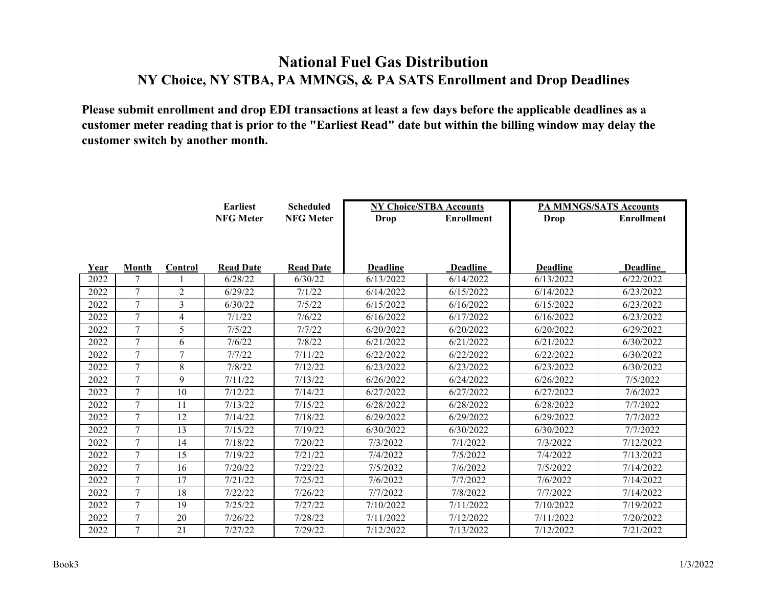# National Fuel Gas Distribution

## NY Choice, NY STBA, PA MMNGS, & PA SATS Enrollment and Drop Deadlines

**Please submit enrollment and drop EDI transactions at least a few days before the applicable deadlines as a customer meter reading that is prior to the "Earliest Read" date but within the billing window may delay the customer switch by another month.**

| | | | Earliest NFG Meter | Scheduled NFG Meter | NY Choice/STBA Accounts | | PA MMNGS/SATS Accounts | |
|---|---|---|---|---|---|---|---|---|
| | | | | | Drop | Enrollment | Drop | Enrollment |
| Year | Month | Control | Read Date | Read Date | Deadline | Deadline | Deadline | Deadline |
| 2022 | 7 | 1 | 6/28/22 | 6/30/22 | 6/13/2022 | 6/14/2022 | 6/13/2022 | 6/22/2022 |
| 2022 | 7 | 2 | 6/29/22 | 7/1/22 | 6/14/2022 | 6/15/2022 | 6/14/2022 | 6/23/2022 |
| 2022 | 7 | 3 | 6/30/22 | 7/5/22 | 6/15/2022 | 6/16/2022 | 6/15/2022 | 6/23/2022 |
| 2022 | 7 | 4 | 7/1/22 | 7/6/22 | 6/16/2022 | 6/17/2022 | 6/16/2022 | 6/23/2022 |
| 2022 | 7 | 5 | 7/5/22 | 7/7/22 | 6/20/2022 | 6/20/2022 | 6/20/2022 | 6/29/2022 |
| 2022 | 7 | 6 | 7/6/22 | 7/8/22 | 6/21/2022 | 6/21/2022 | 6/21/2022 | 6/30/2022 |
| 2022 | 7 | 7 | 7/7/22 | 7/11/22 | 6/22/2022 | 6/22/2022 | 6/22/2022 | 6/30/2022 |
| 2022 | 7 | 8 | 7/8/22 | 7/12/22 | 6/23/2022 | 6/23/2022 | 6/23/2022 | 6/30/2022 |
| 2022 | 7 | 9 | 7/11/22 | 7/13/22 | 6/26/2022 | 6/24/2022 | 6/26/2022 | 7/5/2022 |
| 2022 | 7 | 10 | 7/12/22 | 7/14/22 | 6/27/2022 | 6/27/2022 | 6/27/2022 | 7/6/2022 |
| 2022 | 7 | 11 | 7/13/22 | 7/15/22 | 6/28/2022 | 6/28/2022 | 6/28/2022 | 7/7/2022 |
| 2022 | 7 | 12 | 7/14/22 | 7/18/22 | 6/29/2022 | 6/29/2022 | 6/29/2022 | 7/7/2022 |
| 2022 | 7 | 13 | 7/15/22 | 7/19/22 | 6/30/2022 | 6/30/2022 | 6/30/2022 | 7/7/2022 |
| 2022 | 7 | 14 | 7/18/22 | 7/20/22 | 7/3/2022 | 7/1/2022 | 7/3/2022 | 7/12/2022 |
| 2022 | 7 | 15 | 7/19/22 | 7/21/22 | 7/4/2022 | 7/5/2022 | 7/4/2022 | 7/13/2022 |
| 2022 | 7 | 16 | 7/20/22 | 7/22/22 | 7/5/2022 | 7/6/2022 | 7/5/2022 | 7/14/2022 |
| 2022 | 7 | 17 | 7/21/22 | 7/25/22 | 7/6/2022 | 7/7/2022 | 7/6/2022 | 7/14/2022 |
| 2022 | 7 | 18 | 7/22/22 | 7/26/22 | 7/7/2022 | 7/8/2022 | 7/7/2022 | 7/14/2022 |
| 2022 | 7 | 19 | 7/25/22 | 7/27/22 | 7/10/2022 | 7/11/2022 | 7/10/2022 | 7/19/2022 |
| 2022 | 7 | 20 | 7/26/22 | 7/28/22 | 7/11/2022 | 7/12/2022 | 7/11/2022 | 7/20/2022 |
| 2022 | 7 | 21 | 7/27/22 | 7/29/22 | 7/12/2022 | 7/13/2022 | 7/12/2022 | 7/21/2022 |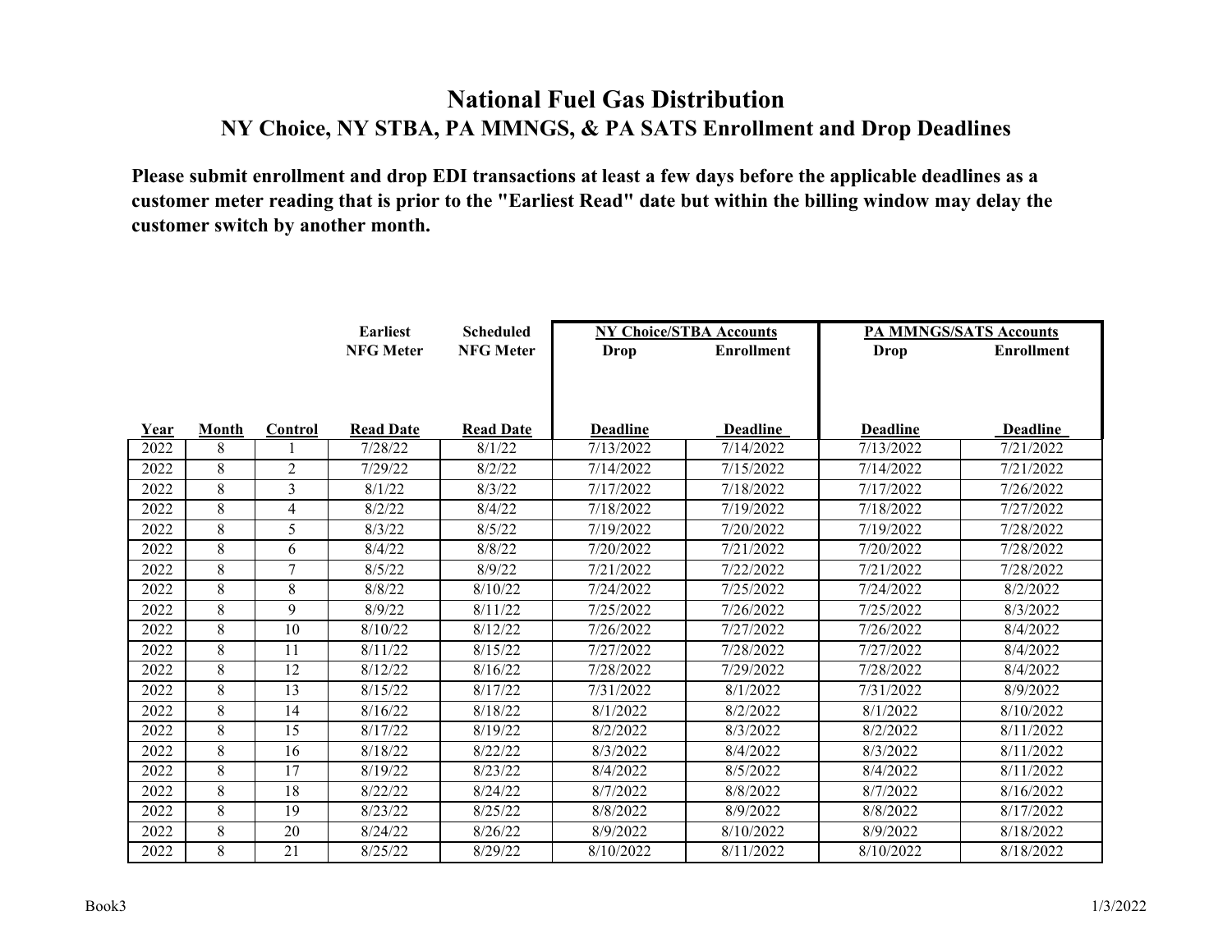# National Fuel Gas Distribution

## NY Choice, NY STBA, PA MMNGS, & PA SATS Enrollment and Drop Deadlines

**Please submit enrollment and drop EDI transactions at least a few days before the applicable deadlines as a customer meter reading that is prior to the "Earliest Read" date but within the billing window may delay the customer switch by another month.**

| | | | Earliest NFG Meter | Scheduled NFG Meter | NY Choice/STBA Accounts | | PA MMNGS/SATS Accounts | |
|---|---|---|---|---|---|---|---|---|
| | | | | | Drop | Enrollment | Drop | Enrollment |
| Year | Month | Control | Read Date | Read Date | Deadline | Deadline | Deadline | Deadline |
| 2022 | 8 | 1 | 7/28/22 | 8/1/22 | 7/13/2022 | 7/14/2022 | 7/13/2022 | 7/21/2022 |
| 2022 | 8 | 2 | 7/29/22 | 8/2/22 | 7/14/2022 | 7/15/2022 | 7/14/2022 | 7/21/2022 |
| 2022 | 8 | 3 | 8/1/22 | 8/3/22 | 7/17/2022 | 7/18/2022 | 7/17/2022 | 7/26/2022 |
| 2022 | 8 | 4 | 8/2/22 | 8/4/22 | 7/18/2022 | 7/19/2022 | 7/18/2022 | 7/27/2022 |
| 2022 | 8 | 5 | 8/3/22 | 8/5/22 | 7/19/2022 | 7/20/2022 | 7/19/2022 | 7/28/2022 |
| 2022 | 8 | 6 | 8/4/22 | 8/8/22 | 7/20/2022 | 7/21/2022 | 7/20/2022 | 7/28/2022 |
| 2022 | 8 | 7 | 8/5/22 | 8/9/22 | 7/21/2022 | 7/22/2022 | 7/21/2022 | 7/28/2022 |
| 2022 | 8 | 8 | 8/8/22 | 8/10/22 | 7/24/2022 | 7/25/2022 | 7/24/2022 | 8/2/2022 |
| 2022 | 8 | 9 | 8/9/22 | 8/11/22 | 7/25/2022 | 7/26/2022 | 7/25/2022 | 8/3/2022 |
| 2022 | 8 | 10 | 8/10/22 | 8/12/22 | 7/26/2022 | 7/27/2022 | 7/26/2022 | 8/4/2022 |
| 2022 | 8 | 11 | 8/11/22 | 8/15/22 | 7/27/2022 | 7/28/2022 | 7/27/2022 | 8/4/2022 |
| 2022 | 8 | 12 | 8/12/22 | 8/16/22 | 7/28/2022 | 7/29/2022 | 7/28/2022 | 8/4/2022 |
| 2022 | 8 | 13 | 8/15/22 | 8/17/22 | 7/31/2022 | 8/1/2022 | 7/31/2022 | 8/9/2022 |
| 2022 | 8 | 14 | 8/16/22 | 8/18/22 | 8/1/2022 | 8/2/2022 | 8/1/2022 | 8/10/2022 |
| 2022 | 8 | 15 | 8/17/22 | 8/19/22 | 8/2/2022 | 8/3/2022 | 8/2/2022 | 8/11/2022 |
| 2022 | 8 | 16 | 8/18/22 | 8/22/22 | 8/3/2022 | 8/4/2022 | 8/3/2022 | 8/11/2022 |
| 2022 | 8 | 17 | 8/19/22 | 8/23/22 | 8/4/2022 | 8/5/2022 | 8/4/2022 | 8/11/2022 |
| 2022 | 8 | 18 | 8/22/22 | 8/24/22 | 8/7/2022 | 8/8/2022 | 8/7/2022 | 8/16/2022 |
| 2022 | 8 | 19 | 8/23/22 | 8/25/22 | 8/8/2022 | 8/9/2022 | 8/8/2022 | 8/17/2022 |
| 2022 | 8 | 20 | 8/24/22 | 8/26/22 | 8/9/2022 | 8/10/2022 | 8/9/2022 | 8/18/2022 |
| 2022 | 8 | 21 | 8/25/22 | 8/29/22 | 8/10/2022 | 8/11/2022 | 8/10/2022 | 8/18/2022 |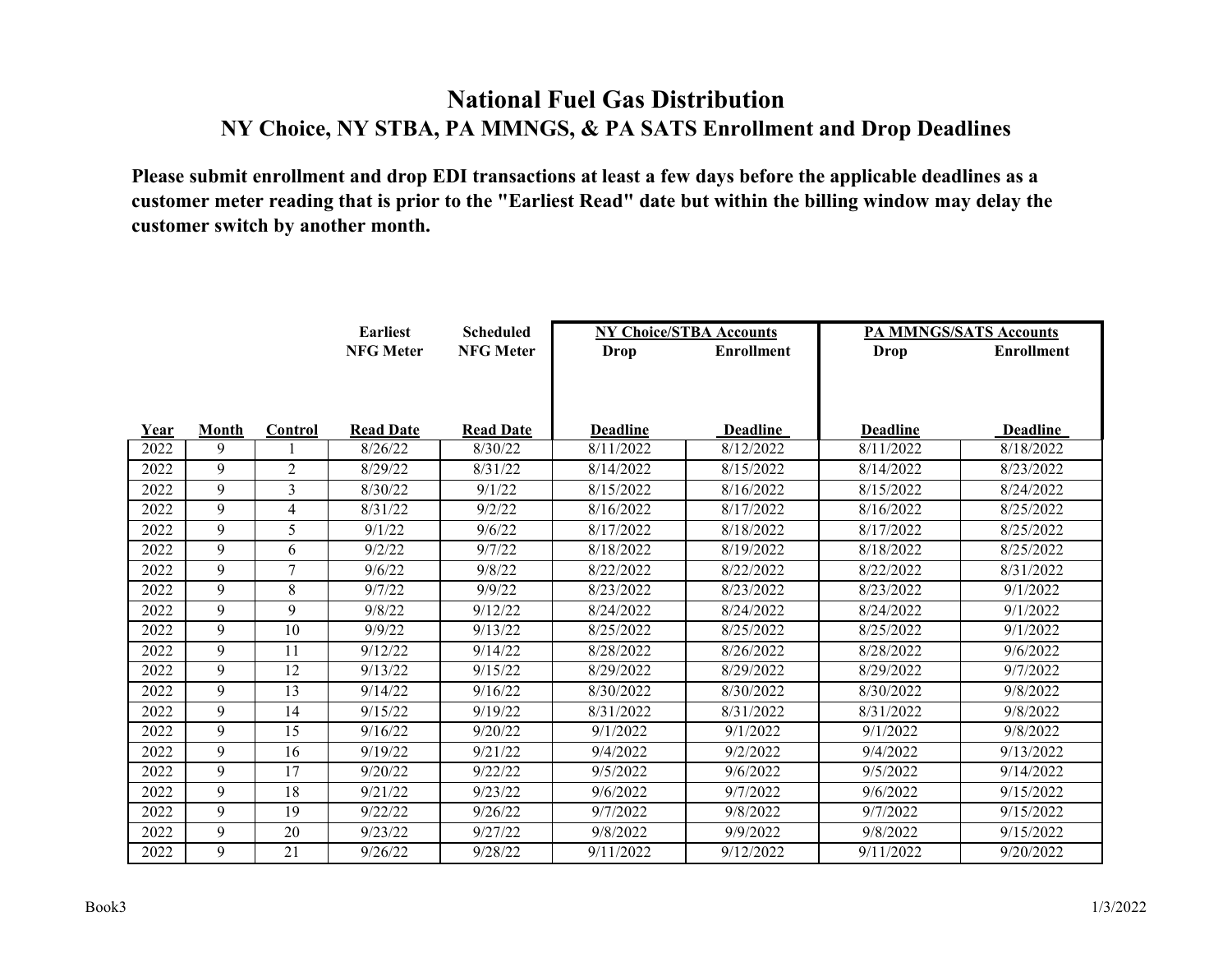# National Fuel Gas Distribution

## NY Choice, NY STBA, PA MMNGS, & PA SATS Enrollment and Drop Deadlines

**Please submit enrollment and drop EDI transactions at least a few days before the applicable deadlines as a customer meter reading that is prior to the "Earliest Read" date but within the billing window may delay the customer switch by another month.**

| | | | Earliest NFG Meter | Scheduled NFG Meter | NY Choice/STBA Accounts | | PA MMNGS/SATS Accounts | |
|---|---|---|---|---|---|---|---|---|
| | | | | | Drop | Enrollment | Drop | Enrollment |
| Year | Month | Control | Read Date | Read Date | Deadline | Deadline | Deadline | Deadline |
| 2022 | 9 | 1 | 8/26/22 | 8/30/22 | 8/11/2022 | 8/12/2022 | 8/11/2022 | 8/18/2022 |
| 2022 | 9 | 2 | 8/29/22 | 8/31/22 | 8/14/2022 | 8/15/2022 | 8/14/2022 | 8/23/2022 |
| 2022 | 9 | 3 | 8/30/22 | 9/1/22 | 8/15/2022 | 8/16/2022 | 8/15/2022 | 8/24/2022 |
| 2022 | 9 | 4 | 8/31/22 | 9/2/22 | 8/16/2022 | 8/17/2022 | 8/16/2022 | 8/25/2022 |
| 2022 | 9 | 5 | 9/1/22 | 9/6/22 | 8/17/2022 | 8/18/2022 | 8/17/2022 | 8/25/2022 |
| 2022 | 9 | 6 | 9/2/22 | 9/7/22 | 8/18/2022 | 8/19/2022 | 8/18/2022 | 8/25/2022 |
| 2022 | 9 | 7 | 9/6/22 | 9/8/22 | 8/22/2022 | 8/22/2022 | 8/22/2022 | 8/31/2022 |
| 2022 | 9 | 8 | 9/7/22 | 9/9/22 | 8/23/2022 | 8/23/2022 | 8/23/2022 | 9/1/2022 |
| 2022 | 9 | 9 | 9/8/22 | 9/12/22 | 8/24/2022 | 8/24/2022 | 8/24/2022 | 9/1/2022 |
| 2022 | 9 | 10 | 9/9/22 | 9/13/22 | 8/25/2022 | 8/25/2022 | 8/25/2022 | 9/1/2022 |
| 2022 | 9 | 11 | 9/12/22 | 9/14/22 | 8/28/2022 | 8/26/2022 | 8/28/2022 | 9/6/2022 |
| 2022 | 9 | 12 | 9/13/22 | 9/15/22 | 8/29/2022 | 8/29/2022 | 8/29/2022 | 9/7/2022 |
| 2022 | 9 | 13 | 9/14/22 | 9/16/22 | 8/30/2022 | 8/30/2022 | 8/30/2022 | 9/8/2022 |
| 2022 | 9 | 14 | 9/15/22 | 9/19/22 | 8/31/2022 | 8/31/2022 | 8/31/2022 | 9/8/2022 |
| 2022 | 9 | 15 | 9/16/22 | 9/20/22 | 9/1/2022 | 9/1/2022 | 9/1/2022 | 9/8/2022 |
| 2022 | 9 | 16 | 9/19/22 | 9/21/22 | 9/4/2022 | 9/2/2022 | 9/4/2022 | 9/13/2022 |
| 2022 | 9 | 17 | 9/20/22 | 9/22/22 | 9/5/2022 | 9/6/2022 | 9/5/2022 | 9/14/2022 |
| 2022 | 9 | 18 | 9/21/22 | 9/23/22 | 9/6/2022 | 9/7/2022 | 9/6/2022 | 9/15/2022 |
| 2022 | 9 | 19 | 9/22/22 | 9/26/22 | 9/7/2022 | 9/8/2022 | 9/7/2022 | 9/15/2022 |
| 2022 | 9 | 20 | 9/23/22 | 9/27/22 | 9/8/2022 | 9/9/2022 | 9/8/2022 | 9/15/2022 |
| 2022 | 9 | 21 | 9/26/22 | 9/28/22 | 9/11/2022 | 9/12/2022 | 9/11/2022 | 9/20/2022 |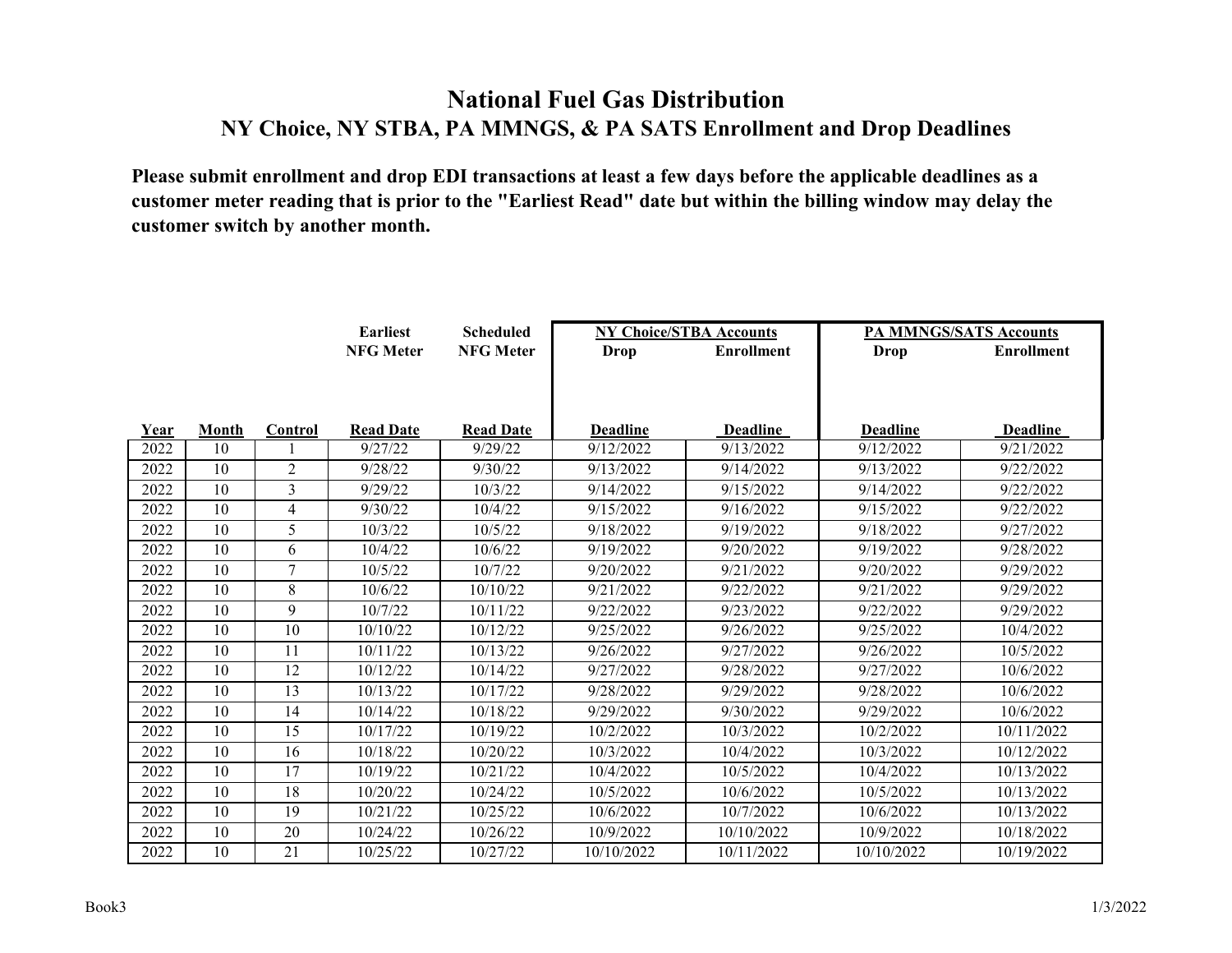# National Fuel Gas Distribution

## NY Choice, NY STBA, PA MMNGS, & PA SATS Enrollment and Drop Deadlines

**Please submit enrollment and drop EDI transactions at least a few days before the applicable deadlines as a customer meter reading that is prior to the "Earliest Read" date but within the billing window may delay the customer switch by another month.**

| | | | Earliest NFG Meter | Scheduled NFG Meter | NY Choice/STBA Accounts | | PA MMNGS/SATS Accounts | |
|---|---|---|---|---|---|---|---|---|
| | | | | | Drop | Enrollment | Drop | Enrollment |
| **Year** | **Month** | **Control** | **Read Date** | **Read Date** | **Deadline** | **Deadline** | **Deadline** | **Deadline** |
| 2022 | 10 | 1 | 9/27/22 | 9/29/22 | 9/12/2022 | 9/13/2022 | 9/12/2022 | 9/21/2022 |
| 2022 | 10 | 2 | 9/28/22 | 9/30/22 | 9/13/2022 | 9/14/2022 | 9/13/2022 | 9/22/2022 |
| 2022 | 10 | 3 | 9/29/22 | 10/3/22 | 9/14/2022 | 9/15/2022 | 9/14/2022 | 9/22/2022 |
| 2022 | 10 | 4 | 9/30/22 | 10/4/22 | 9/15/2022 | 9/16/2022 | 9/15/2022 | 9/22/2022 |
| 2022 | 10 | 5 | 10/3/22 | 10/5/22 | 9/18/2022 | 9/19/2022 | 9/18/2022 | 9/27/2022 |
| 2022 | 10 | 6 | 10/4/22 | 10/6/22 | 9/19/2022 | 9/20/2022 | 9/19/2022 | 9/28/2022 |
| 2022 | 10 | 7 | 10/5/22 | 10/7/22 | 9/20/2022 | 9/21/2022 | 9/20/2022 | 9/29/2022 |
| 2022 | 10 | 8 | 10/6/22 | 10/10/22 | 9/21/2022 | 9/22/2022 | 9/21/2022 | 9/29/2022 |
| 2022 | 10 | 9 | 10/7/22 | 10/11/22 | 9/22/2022 | 9/23/2022 | 9/22/2022 | 9/29/2022 |
| 2022 | 10 | 10 | 10/10/22 | 10/12/22 | 9/25/2022 | 9/26/2022 | 9/25/2022 | 10/4/2022 |
| 2022 | 10 | 11 | 10/11/22 | 10/13/22 | 9/26/2022 | 9/27/2022 | 9/26/2022 | 10/5/2022 |
| 2022 | 10 | 12 | 10/12/22 | 10/14/22 | 9/27/2022 | 9/28/2022 | 9/27/2022 | 10/6/2022 |
| 2022 | 10 | 13 | 10/13/22 | 10/17/22 | 9/28/2022 | 9/29/2022 | 9/28/2022 | 10/6/2022 |
| 2022 | 10 | 14 | 10/14/22 | 10/18/22 | 9/29/2022 | 9/30/2022 | 9/29/2022 | 10/6/2022 |
| 2022 | 10 | 15 | 10/17/22 | 10/19/22 | 10/2/2022 | 10/3/2022 | 10/2/2022 | 10/11/2022 |
| 2022 | 10 | 16 | 10/18/22 | 10/20/22 | 10/3/2022 | 10/4/2022 | 10/3/2022 | 10/12/2022 |
| 2022 | 10 | 17 | 10/19/22 | 10/21/22 | 10/4/2022 | 10/5/2022 | 10/4/2022 | 10/13/2022 |
| 2022 | 10 | 18 | 10/20/22 | 10/24/22 | 10/5/2022 | 10/6/2022 | 10/5/2022 | 10/13/2022 |
| 2022 | 10 | 19 | 10/21/22 | 10/25/22 | 10/6/2022 | 10/7/2022 | 10/6/2022 | 10/13/2022 |
| 2022 | 10 | 20 | 10/24/22 | 10/26/22 | 10/9/2022 | 10/10/2022 | 10/9/2022 | 10/18/2022 |
| 2022 | 10 | 21 | 10/25/22 | 10/27/22 | 10/10/2022 | 10/11/2022 | 10/10/2022 | 10/19/2022 |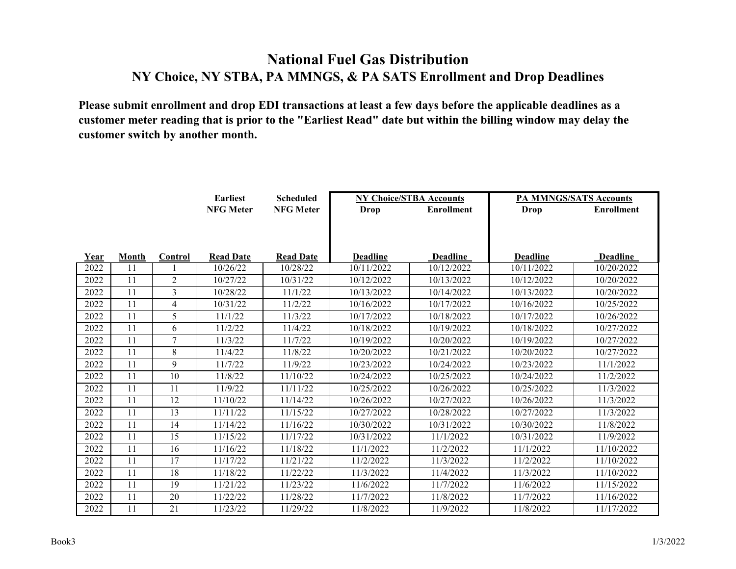# National Fuel Gas Distribution

## NY Choice, NY STBA, PA MMNGS, & PA SATS Enrollment and Drop Deadlines

**Please submit enrollment and drop EDI transactions at least a few days before the applicable deadlines as a customer meter reading that is prior to the "Earliest Read" date but within the billing window may delay the customer switch by another month.**

| | | | | | NY Choice/STBA Accounts | | PA MMNGS/SATS Accounts | |
|---|---|---|---|---|---|---|---|---|
| Year | Month | Control | Earliest NFG Meter Read Date | Scheduled NFG Meter Read Date | Drop Deadline | Enrollment Deadline | Drop Deadline | Enrollment Deadline |
| 2022 | 11 | 1 | 10/26/22 | 10/28/22 | 10/11/2022 | 10/12/2022 | 10/11/2022 | 10/20/2022 |
| 2022 | 11 | 2 | 10/27/22 | 10/31/22 | 10/12/2022 | 10/13/2022 | 10/12/2022 | 10/20/2022 |
| 2022 | 11 | 3 | 10/28/22 | 11/1/22 | 10/13/2022 | 10/14/2022 | 10/13/2022 | 10/20/2022 |
| 2022 | 11 | 4 | 10/31/22 | 11/2/22 | 10/16/2022 | 10/17/2022 | 10/16/2022 | 10/25/2022 |
| 2022 | 11 | 5 | 11/1/22 | 11/3/22 | 10/17/2022 | 10/18/2022 | 10/17/2022 | 10/26/2022 |
| 2022 | 11 | 6 | 11/2/22 | 11/4/22 | 10/18/2022 | 10/19/2022 | 10/18/2022 | 10/27/2022 |
| 2022 | 11 | 7 | 11/3/22 | 11/7/22 | 10/19/2022 | 10/20/2022 | 10/19/2022 | 10/27/2022 |
| 2022 | 11 | 8 | 11/4/22 | 11/8/22 | 10/20/2022 | 10/21/2022 | 10/20/2022 | 10/27/2022 |
| 2022 | 11 | 9 | 11/7/22 | 11/9/22 | 10/23/2022 | 10/24/2022 | 10/23/2022 | 11/1/2022 |
| 2022 | 11 | 10 | 11/8/22 | 11/10/22 | 10/24/2022 | 10/25/2022 | 10/24/2022 | 11/2/2022 |
| 2022 | 11 | 11 | 11/9/22 | 11/11/22 | 10/25/2022 | 10/26/2022 | 10/25/2022 | 11/3/2022 |
| 2022 | 11 | 12 | 11/10/22 | 11/14/22 | 10/26/2022 | 10/27/2022 | 10/26/2022 | 11/3/2022 |
| 2022 | 11 | 13 | 11/11/22 | 11/15/22 | 10/27/2022 | 10/28/2022 | 10/27/2022 | 11/3/2022 |
| 2022 | 11 | 14 | 11/14/22 | 11/16/22 | 10/30/2022 | 10/31/2022 | 10/30/2022 | 11/8/2022 |
| 2022 | 11 | 15 | 11/15/22 | 11/17/22 | 10/31/2022 | 11/1/2022 | 10/31/2022 | 11/9/2022 |
| 2022 | 11 | 16 | 11/16/22 | 11/18/22 | 11/1/2022 | 11/2/2022 | 11/1/2022 | 11/10/2022 |
| 2022 | 11 | 17 | 11/17/22 | 11/21/22 | 11/2/2022 | 11/3/2022 | 11/2/2022 | 11/10/2022 |
| 2022 | 11 | 18 | 11/18/22 | 11/22/22 | 11/3/2022 | 11/4/2022 | 11/3/2022 | 11/10/2022 |
| 2022 | 11 | 19 | 11/21/22 | 11/23/22 | 11/6/2022 | 11/7/2022 | 11/6/2022 | 11/15/2022 |
| 2022 | 11 | 20 | 11/22/22 | 11/28/22 | 11/7/2022 | 11/8/2022 | 11/7/2022 | 11/16/2022 |
| 2022 | 11 | 21 | 11/23/22 | 11/29/22 | 11/8/2022 | 11/9/2022 | 11/8/2022 | 11/17/2022 |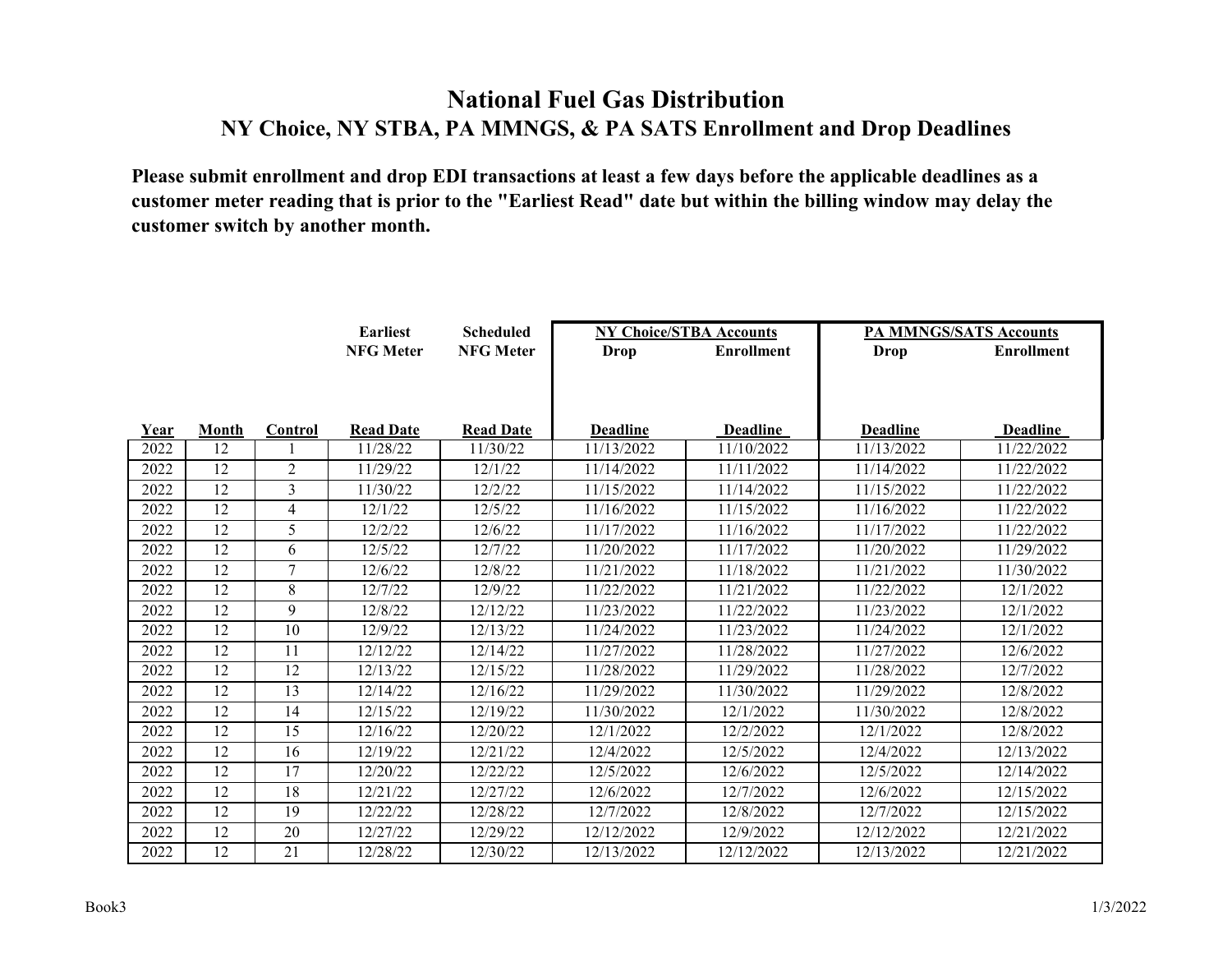# National Fuel Gas Distribution

## NY Choice, NY STBA, PA MMNGS, & PA SATS Enrollment and Drop Deadlines

**Please submit enrollment and drop EDI transactions at least a few days before the applicable deadlines as a customer meter reading that is prior to the "Earliest Read" date but within the billing window may delay the customer switch by another month.**

| | | | Earliest NFG Meter | Scheduled NFG Meter | NY Choice/STBA Accounts | | PA MMNGS/SATS Accounts | |
|---|---|---|---|---|---|---|---|---|
| | | | | | Drop | Enrollment | Drop | Enrollment |
| Year | Month | Control | Read Date | Read Date | Deadline | Deadline | Deadline | Deadline |
| 2022 | 12 | 1 | 11/28/22 | 11/30/22 | 11/13/2022 | 11/10/2022 | 11/13/2022 | 11/22/2022 |
| 2022 | 12 | 2 | 11/29/22 | 12/1/22 | 11/14/2022 | 11/11/2022 | 11/14/2022 | 11/22/2022 |
| 2022 | 12 | 3 | 11/30/22 | 12/2/22 | 11/15/2022 | 11/14/2022 | 11/15/2022 | 11/22/2022 |
| 2022 | 12 | 4 | 12/1/22 | 12/5/22 | 11/16/2022 | 11/15/2022 | 11/16/2022 | 11/22/2022 |
| 2022 | 12 | 5 | 12/2/22 | 12/6/22 | 11/17/2022 | 11/16/2022 | 11/17/2022 | 11/22/2022 |
| 2022 | 12 | 6 | 12/5/22 | 12/7/22 | 11/20/2022 | 11/17/2022 | 11/20/2022 | 11/29/2022 |
| 2022 | 12 | 7 | 12/6/22 | 12/8/22 | 11/21/2022 | 11/18/2022 | 11/21/2022 | 11/30/2022 |
| 2022 | 12 | 8 | 12/7/22 | 12/9/22 | 11/22/2022 | 11/21/2022 | 11/22/2022 | 12/1/2022 |
| 2022 | 12 | 9 | 12/8/22 | 12/12/22 | 11/23/2022 | 11/22/2022 | 11/23/2022 | 12/1/2022 |
| 2022 | 12 | 10 | 12/9/22 | 12/13/22 | 11/24/2022 | 11/23/2022 | 11/24/2022 | 12/1/2022 |
| 2022 | 12 | 11 | 12/12/22 | 12/14/22 | 11/27/2022 | 11/28/2022 | 11/27/2022 | 12/6/2022 |
| 2022 | 12 | 12 | 12/13/22 | 12/15/22 | 11/28/2022 | 11/29/2022 | 11/28/2022 | 12/7/2022 |
| 2022 | 12 | 13 | 12/14/22 | 12/16/22 | 11/29/2022 | 11/30/2022 | 11/29/2022 | 12/8/2022 |
| 2022 | 12 | 14 | 12/15/22 | 12/19/22 | 11/30/2022 | 12/1/2022 | 11/30/2022 | 12/8/2022 |
| 2022 | 12 | 15 | 12/16/22 | 12/20/22 | 12/1/2022 | 12/2/2022 | 12/1/2022 | 12/8/2022 |
| 2022 | 12 | 16 | 12/19/22 | 12/21/22 | 12/4/2022 | 12/5/2022 | 12/4/2022 | 12/13/2022 |
| 2022 | 12 | 17 | 12/20/22 | 12/22/22 | 12/5/2022 | 12/6/2022 | 12/5/2022 | 12/14/2022 |
| 2022 | 12 | 18 | 12/21/22 | 12/27/22 | 12/6/2022 | 12/7/2022 | 12/6/2022 | 12/15/2022 |
| 2022 | 12 | 19 | 12/22/22 | 12/28/22 | 12/7/2022 | 12/8/2022 | 12/7/2022 | 12/15/2022 |
| 2022 | 12 | 20 | 12/27/22 | 12/29/22 | 12/12/2022 | 12/9/2022 | 12/12/2022 | 12/21/2022 |
| 2022 | 12 | 21 | 12/28/22 | 12/30/22 | 12/13/2022 | 12/12/2022 | 12/13/2022 | 12/21/2022 |